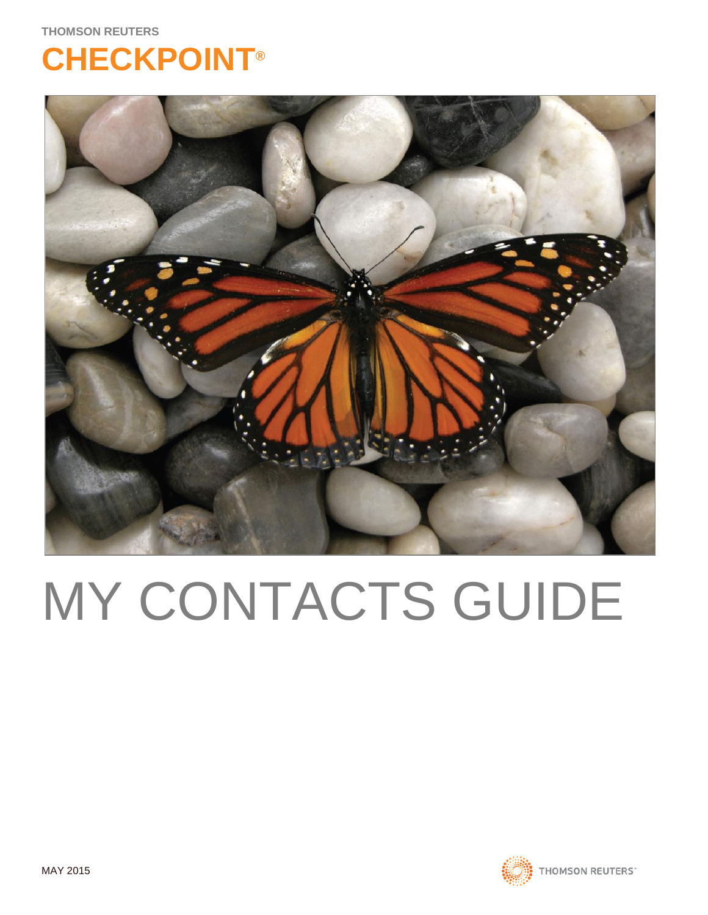THOMSON REUTERS

# CHECKPOINT®

# MY CONTACTS GUIDE

MAY 2015

THOMSON REUTERS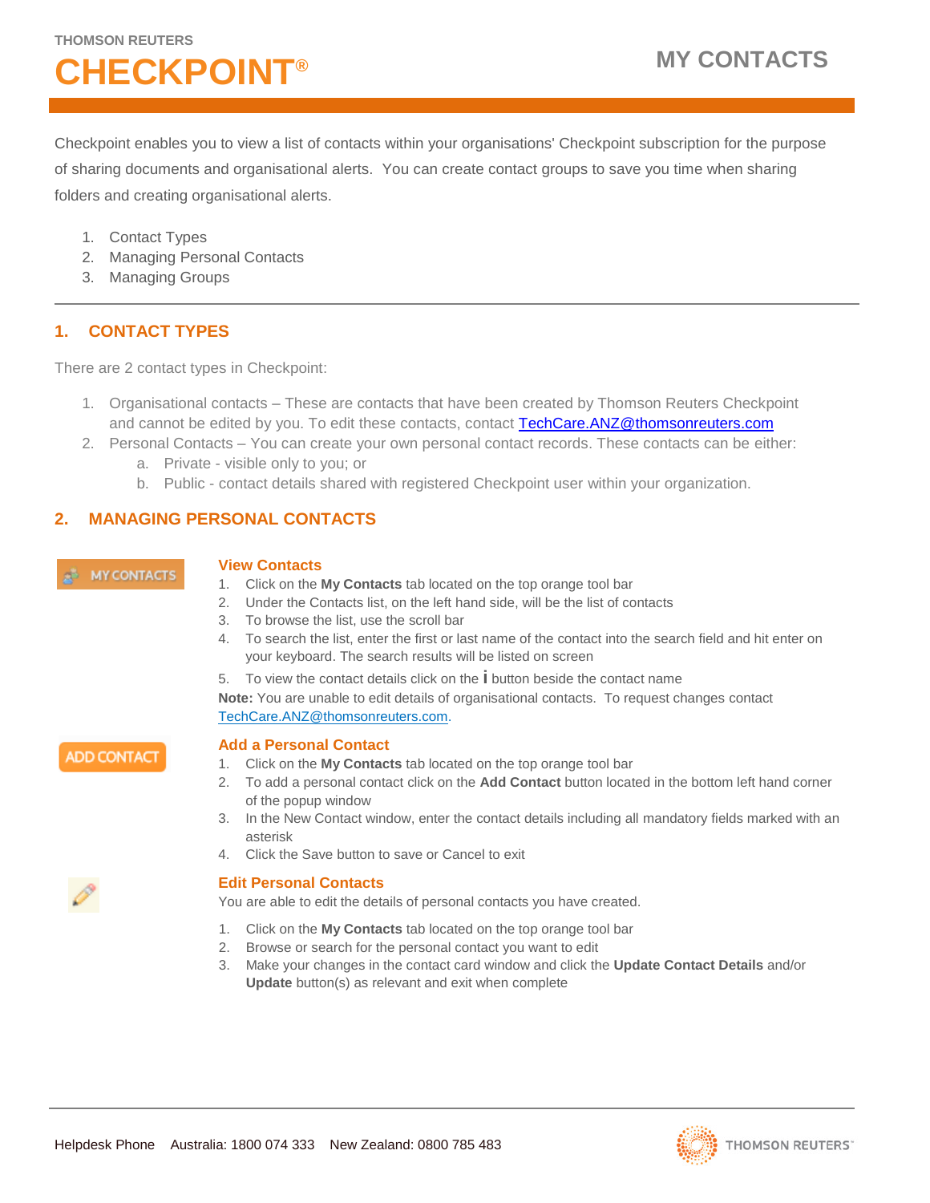THOMSON REUTERS

# CHECKPOINT®

# MY CONTACTS

Checkpoint enables you to view a list of contacts within your organisations' Checkpoint subscription for the purpose of sharing documents and organisational alerts. You can create contact groups to save you time when sharing folders and creating organisational alerts.

1. Contact Types
2. Managing Personal Contacts
3. Managing Groups

---

## 1. CONTACT TYPES

There are 2 contact types in Checkpoint:

1. Organisational contacts – These are contacts that have been created by Thomson Reuters Checkpoint and cannot be edited by you. To edit these contacts, contact TechCare.ANZ@thomsonreuters.com
2. Personal Contacts – You can create your own personal contact records. These contacts can be either:
   a. Private - visible only to you; or
   b. Public - contact details shared with registered Checkpoint user within your organization.

## 2. MANAGING PERSONAL CONTACTS

### View Contacts

1. Click on the **My Contacts** tab located on the top orange tool bar
2. Under the Contacts list, on the left hand side, will be the list of contacts
3. To browse the list, use the scroll bar
4. To search the list, enter the first or last name of the contact into the search field and hit enter on your keyboard. The search results will be listed on screen
5. To view the contact details click on the **i** button beside the contact name

**Note:** You are unable to edit details of organisational contacts. To request changes contact TechCare.ANZ@thomsonreuters.com.

### Add a Personal Contact

1. Click on the **My Contacts** tab located on the top orange tool bar
2. To add a personal contact click on the **Add Contact** button located in the bottom left hand corner of the popup window
3. In the New Contact window, enter the contact details including all mandatory fields marked with an asterisk
4. Click the Save button to save or Cancel to exit

### Edit Personal Contacts

You are able to edit the details of personal contacts you have created.

1. Click on the **My Contacts** tab located on the top orange tool bar
2. Browse or search for the personal contact you want to edit
3. Make your changes in the contact card window and click the **Update Contact Details** and/or **Update** button(s) as relevant and exit when complete

Helpdesk Phone Australia: 1800 074 333 New Zealand: 0800 785 483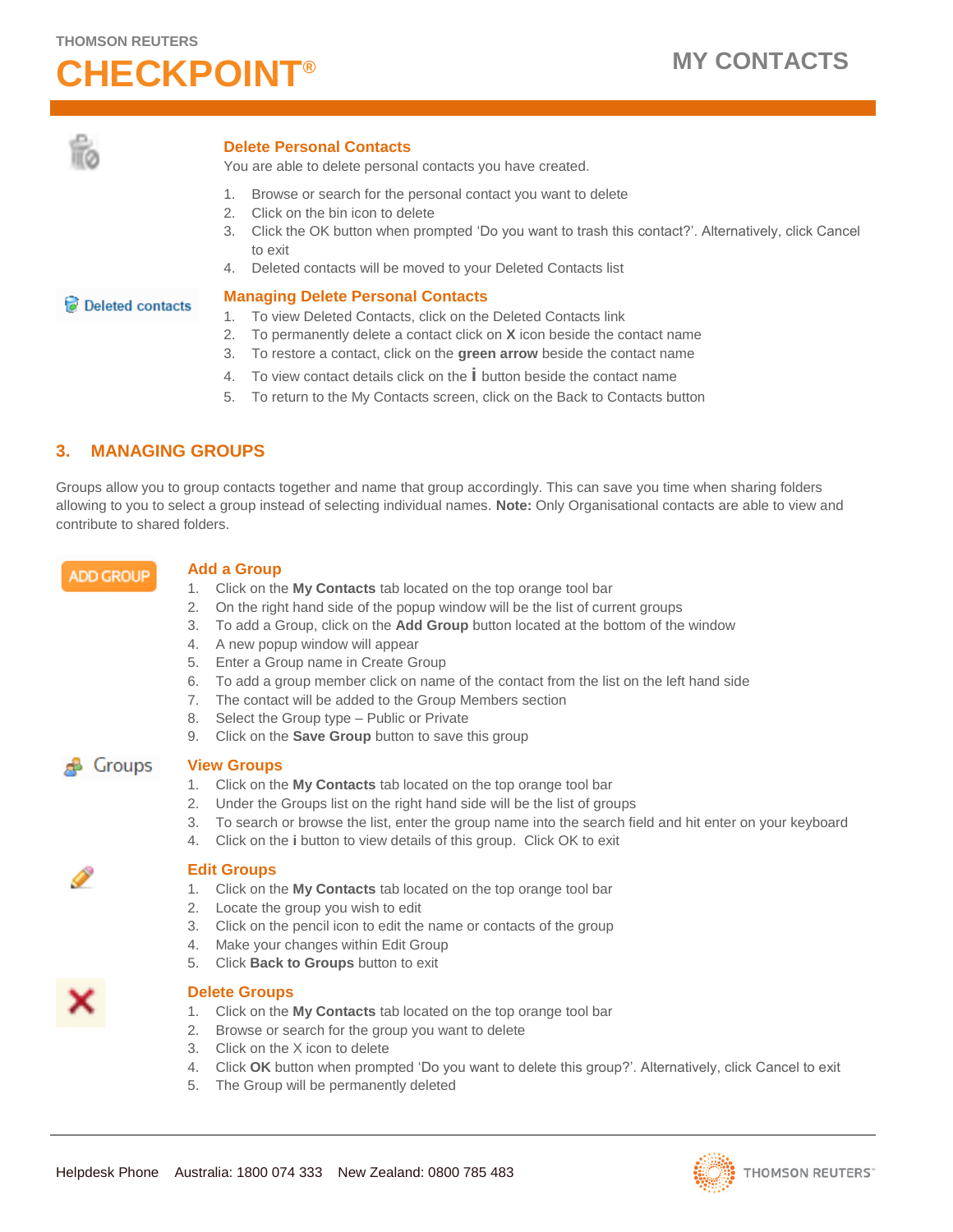### Delete Personal Contacts

You are able to delete personal contacts you have created.

1. Browse or search for the personal contact you want to delete
2. Click on the bin icon to delete
3. Click the OK button when prompted 'Do you want to trash this contact?'. Alternatively, click Cancel to exit
4. Deleted contacts will be moved to your Deleted Contacts list

Deleted contacts

### Managing Delete Personal Contacts

1. To view Deleted Contacts, click on the Deleted Contacts link
2. To permanently delete a contact click on **X** icon beside the contact name
3. To restore a contact, click on the **green arrow** beside the contact name
4. To view contact details click on the **i** button beside the contact name
5. To return to the My Contacts screen, click on the Back to Contacts button

## 3. MANAGING GROUPS

Groups allow you to group contacts together and name that group accordingly. This can save you time when sharing folders allowing to you to select a group instead of selecting individual names. **Note:** Only Organisational contacts are able to view and contribute to shared folders.

ADD GROUP

### Add a Group

1. Click on the **My Contacts** tab located on the top orange tool bar
2. On the right hand side of the popup window will be the list of current groups
3. To add a Group, click on the **Add Group** button located at the bottom of the window
4. A new popup window will appear
5. Enter a Group name in Create Group
6. To add a group member click on name of the contact from the list on the left hand side
7. The contact will be added to the Group Members section
8. Select the Group type – Public or Private
9. Click on the **Save Group** button to save this group

Groups

### View Groups

1. Click on the **My Contacts** tab located on the top orange tool bar
2. Under the Groups list on the right hand side will be the list of groups
3. To search or browse the list, enter the group name into the search field and hit enter on your keyboard
4. Click on the **i** button to view details of this group. Click OK to exit

### Edit Groups

1. Click on the **My Contacts** tab located on the top orange tool bar
2. Locate the group you wish to edit
3. Click on the pencil icon to edit the name or contacts of the group
4. Make your changes within Edit Group
5. Click **Back to Groups** button to exit

### Delete Groups

1. Click on the **My Contacts** tab located on the top orange tool bar
2. Browse or search for the group you want to delete
3. Click on the X icon to delete
4. Click **OK** button when prompted 'Do you want to delete this group?'. Alternatively, click Cancel to exit
5. The Group will be permanently deleted